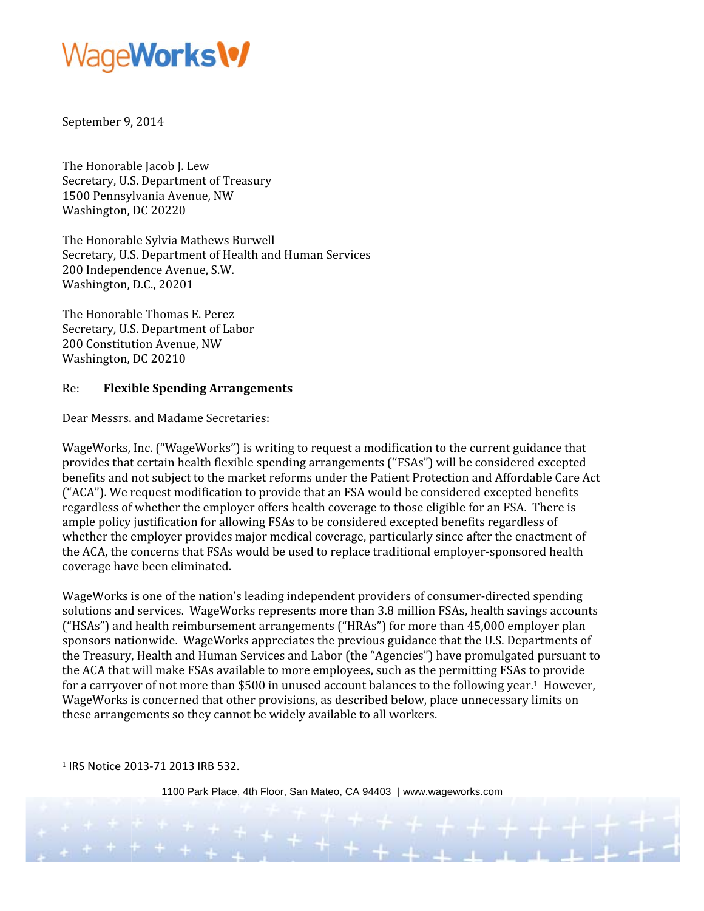September 9, 2014

The Honorable Jacob J. Lew
Secretary, U.S. Department of Treasury
1500 Pennsylvania Avenue, NW
Washington, DC 20220

The Honorable Sylvia Mathews Burwell
Secretary, U.S. Department of Health and Human Services
200 Independence Avenue, S.W.
Washington, D.C., 20201

The Honorable Thomas E. Perez
Secretary, U.S. Department of Labor
200 Constitution Avenue, NW
Washington, DC 20210

Re: **Flexible Spending Arrangements**

Dear Messrs. and Madame Secretaries:

WageWorks, Inc. ("WageWorks") is writing to request a modification to the current guidance that provides that certain health flexible spending arrangements ("FSAs") will be considered excepted benefits and not subject to the market reforms under the Patient Protection and Affordable Care Act ("ACA"). We request modification to provide that an FSA would be considered excepted benefits regardless of whether the employer offers health coverage to those eligible for an FSA. There is ample policy justification for allowing FSAs to be considered excepted benefits regardless of whether the employer provides major medical coverage, particularly since after the enactment of the ACA, the concerns that FSAs would be used to replace traditional employer-sponsored health coverage have been eliminated.

WageWorks is one of the nation's leading independent providers of consumer-directed spending solutions and services. WageWorks represents more than 3.8 million FSAs, health savings accounts ("HSAs") and health reimbursement arrangements ("HRAs") for more than 45,000 employer plan sponsors nationwide. WageWorks appreciates the previous guidance that the U.S. Departments of the Treasury, Health and Human Services and Labor (the "Agencies") have promulgated pursuant to the ACA that will make FSAs available to more employees, such as the permitting FSAs to provide for a carryover of not more than $500 in unused account balances to the following year.[1] However, WageWorks is concerned that other provisions, as described below, place unnecessary limits on these arrangements so they cannot be widely available to all workers.

[1] IRS Notice 2013-71 2013 IRB 532.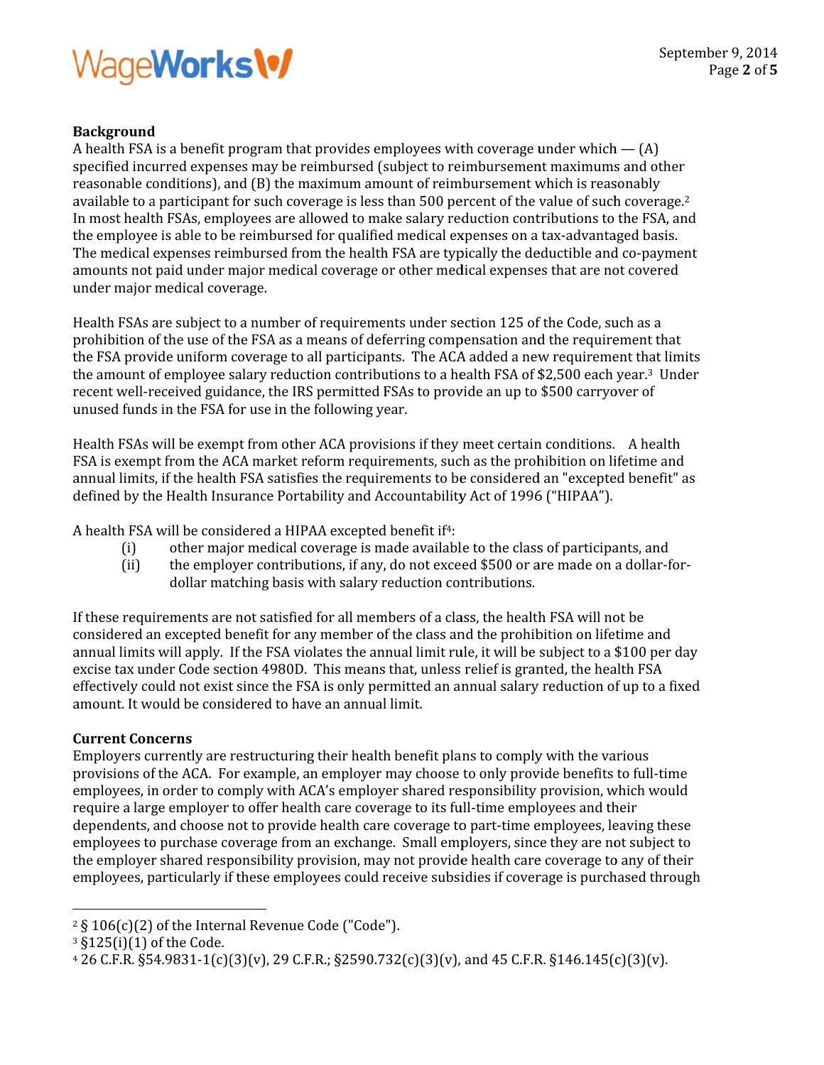**Background**

A health FSA is a benefit program that provides employees with coverage under which — (A) specified incurred expenses may be reimbursed (subject to reimbursement maximums and other reasonable conditions), and (B) the maximum amount of reimbursement which is reasonably available to a participant for such coverage is less than 500 percent of the value of such coverage.[2] In most health FSAs, employees are allowed to make salary reduction contributions to the FSA, and the employee is able to be reimbursed for qualified medical expenses on a tax-advantaged basis. The medical expenses reimbursed from the health FSA are typically the deductible and co-payment amounts not paid under major medical coverage or other medical expenses that are not covered under major medical coverage.

Health FSAs are subject to a number of requirements under section 125 of the Code, such as a prohibition of the use of the FSA as a means of deferring compensation and the requirement that the FSA provide uniform coverage to all participants. The ACA added a new requirement that limits the amount of employee salary reduction contributions to a health FSA of $2,500 each year.[3] Under recent well-received guidance, the IRS permitted FSAs to provide an up to $500 carryover of unused funds in the FSA for use in the following year.

Health FSAs will be exempt from other ACA provisions if they meet certain conditions. A health FSA is exempt from the ACA market reform requirements, such as the prohibition on lifetime and annual limits, if the health FSA satisfies the requirements to be considered an "excepted benefit" as defined by the Health Insurance Portability and Accountability Act of 1996 ("HIPAA").

A health FSA will be considered a HIPAA excepted benefit if[4]:

(i) other major medical coverage is made available to the class of participants, and

(ii) the employer contributions, if any, do not exceed $500 or are made on a dollar-for-dollar matching basis with salary reduction contributions.

If these requirements are not satisfied for all members of a class, the health FSA will not be considered an excepted benefit for any member of the class and the prohibition on lifetime and annual limits will apply. If the FSA violates the annual limit rule, it will be subject to a $100 per day excise tax under Code section 4980D. This means that, unless relief is granted, the health FSA effectively could not exist since the FSA is only permitted an annual salary reduction of up to a fixed amount. It would be considered to have an annual limit.

**Current Concerns**

Employers currently are restructuring their health benefit plans to comply with the various provisions of the ACA. For example, an employer may choose to only provide benefits to full-time employees, in order to comply with ACA's employer shared responsibility provision, which would require a large employer to offer health care coverage to its full-time employees and their dependents, and choose not to provide health care coverage to part-time employees, leaving these employees to purchase coverage from an exchange. Small employers, since they are not subject to the employer shared responsibility provision, may not provide health care coverage to any of their employees, particularly if these employees could receive subsidies if coverage is purchased through

---

[2] § 106(c)(2) of the Internal Revenue Code ("Code").

[3] §125(i)(1) of the Code.

[4] 26 C.F.R. §54.9831-1(c)(3)(v), 29 C.F.R.; §2590.732(c)(3)(v), and 45 C.F.R. §146.145(c)(3)(v).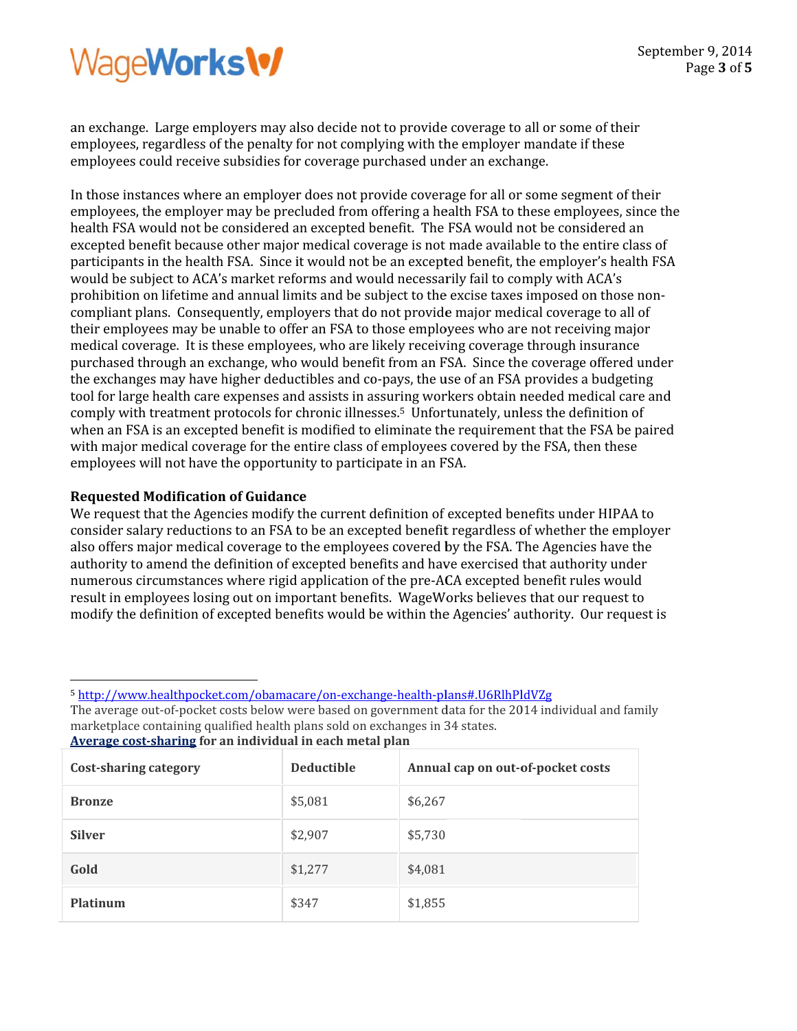an exchange. Large employers may also decide not to provide coverage to all or some of their employees, regardless of the penalty for not complying with the employer mandate if these employees could receive subsidies for coverage purchased under an exchange.

In those instances where an employer does not provide coverage for all or some segment of their employees, the employer may be precluded from offering a health FSA to these employees, since the health FSA would not be considered an excepted benefit. The FSA would not be considered an excepted benefit because other major medical coverage is not made available to the entire class of participants in the health FSA. Since it would not be an excepted benefit, the employer's health FSA would be subject to ACA's market reforms and would necessarily fail to comply with ACA's prohibition on lifetime and annual limits and be subject to the excise taxes imposed on those non-compliant plans. Consequently, employers that do not provide major medical coverage to all of their employees may be unable to offer an FSA to those employees who are not receiving major medical coverage. It is these employees, who are likely receiving coverage through insurance purchased through an exchange, who would benefit from an FSA. Since the coverage offered under the exchanges may have higher deductibles and co-pays, the use of an FSA provides a budgeting tool for large health care expenses and assists in assuring workers obtain needed medical care and comply with treatment protocols for chronic illnesses.[5] Unfortunately, unless the definition of when an FSA is an excepted benefit is modified to eliminate the requirement that the FSA be paired with major medical coverage for the entire class of employees covered by the FSA, then these employees will not have the opportunity to participate in an FSA.

**Requested Modification of Guidance**

We request that the Agencies modify the current definition of excepted benefits under HIPAA to consider salary reductions to an FSA to be an excepted benefit regardless of whether the employer also offers major medical coverage to the employees covered by the FSA. The Agencies have the authority to amend the definition of excepted benefits and have exercised that authority under numerous circumstances where rigid application of the pre-ACA excepted benefit rules would result in employees losing out on important benefits. WageWorks believes that our request to modify the definition of excepted benefits would be within the Agencies' authority. Our request is

---

[5] http://www.healthpocket.com/obamacare/on-exchange-health-plans#.U6RlhPldVZg

The average out-of-pocket costs below were based on government data for the 2014 individual and family marketplace containing qualified health plans sold on exchanges in 34 states.

**Average cost-sharing for an individual in each metal plan**

| Cost-sharing category | Deductible | Annual cap on out-of-pocket costs |
|---|---|---|
| **Bronze** | $5,081 | $6,267 |
| **Silver** | $2,907 | $5,730 |
| **Gold** | $1,277 | $4,081 |
| **Platinum** | $347 | $1,855 |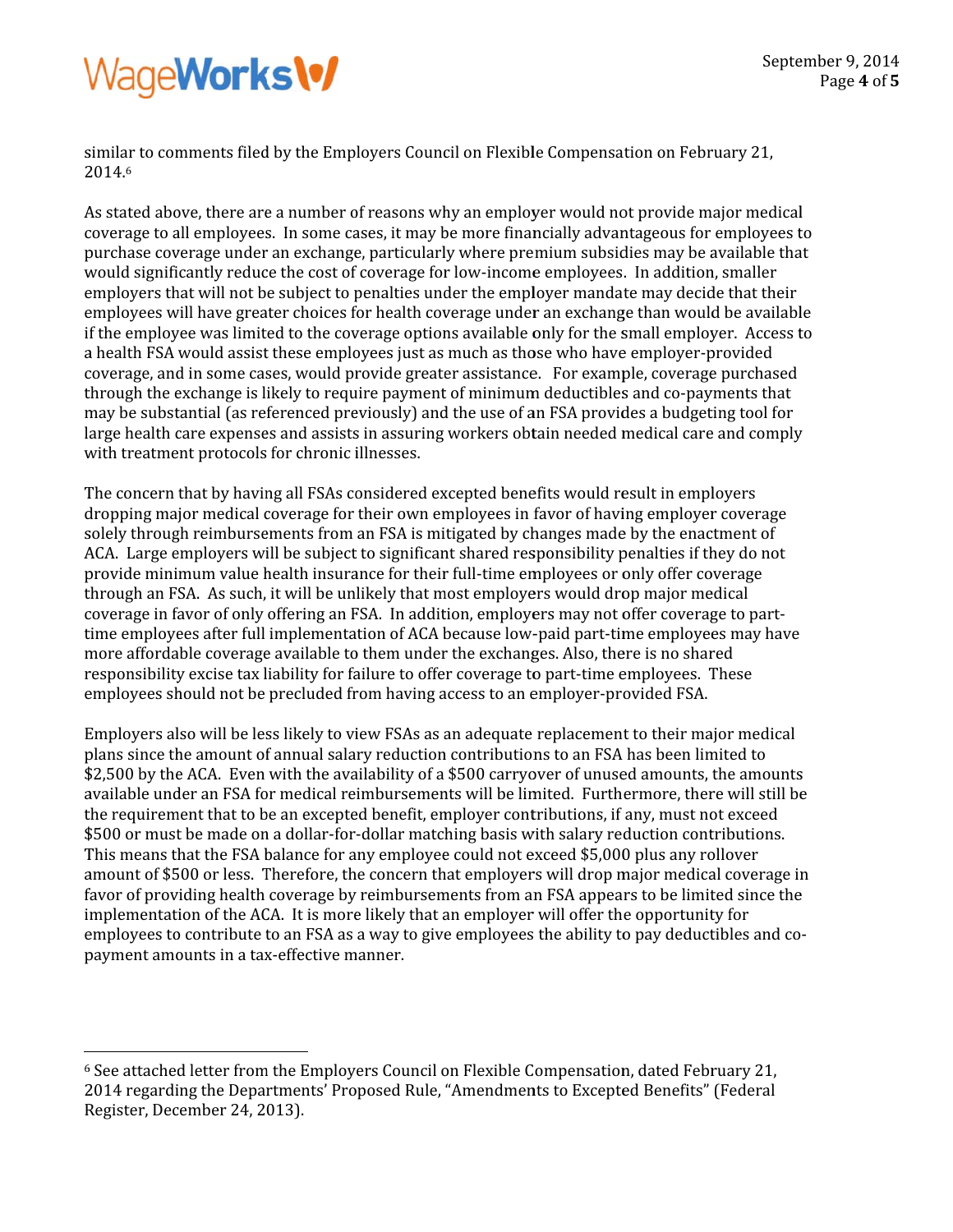similar to comments filed by the Employers Council on Flexible Compensation on February 21, 2014.[6]

As stated above, there are a number of reasons why an employer would not provide major medical coverage to all employees. In some cases, it may be more financially advantageous for employees to purchase coverage under an exchange, particularly where premium subsidies may be available that would significantly reduce the cost of coverage for low-income employees. In addition, smaller employers that will not be subject to penalties under the employer mandate may decide that their employees will have greater choices for health coverage under an exchange than would be available if the employee was limited to the coverage options available only for the small employer. Access to a health FSA would assist these employees just as much as those who have employer-provided coverage, and in some cases, would provide greater assistance. For example, coverage purchased through the exchange is likely to require payment of minimum deductibles and co-payments that may be substantial (as referenced previously) and the use of an FSA provides a budgeting tool for large health care expenses and assists in assuring workers obtain needed medical care and comply with treatment protocols for chronic illnesses.

The concern that by having all FSAs considered excepted benefits would result in employers dropping major medical coverage for their own employees in favor of having employer coverage solely through reimbursements from an FSA is mitigated by changes made by the enactment of ACA. Large employers will be subject to significant shared responsibility penalties if they do not provide minimum value health insurance for their full-time employees or only offer coverage through an FSA. As such, it will be unlikely that most employers would drop major medical coverage in favor of only offering an FSA. In addition, employers may not offer coverage to part-time employees after full implementation of ACA because low-paid part-time employees may have more affordable coverage available to them under the exchanges. Also, there is no shared responsibility excise tax liability for failure to offer coverage to part-time employees. These employees should not be precluded from having access to an employer-provided FSA.

Employers also will be less likely to view FSAs as an adequate replacement to their major medical plans since the amount of annual salary reduction contributions to an FSA has been limited to $2,500 by the ACA. Even with the availability of a $500 carryover of unused amounts, the amounts available under an FSA for medical reimbursements will be limited. Furthermore, there will still be the requirement that to be an excepted benefit, employer contributions, if any, must not exceed $500 or must be made on a dollar-for-dollar matching basis with salary reduction contributions. This means that the FSA balance for any employee could not exceed $5,000 plus any rollover amount of $500 or less. Therefore, the concern that employers will drop major medical coverage in favor of providing health coverage by reimbursements from an FSA appears to be limited since the implementation of the ACA. It is more likely that an employer will offer the opportunity for employees to contribute to an FSA as a way to give employees the ability to pay deductibles and co-payment amounts in a tax-effective manner.

---

[6] See attached letter from the Employers Council on Flexible Compensation, dated February 21, 2014 regarding the Departments' Proposed Rule, "Amendments to Excepted Benefits" (Federal Register, December 24, 2013).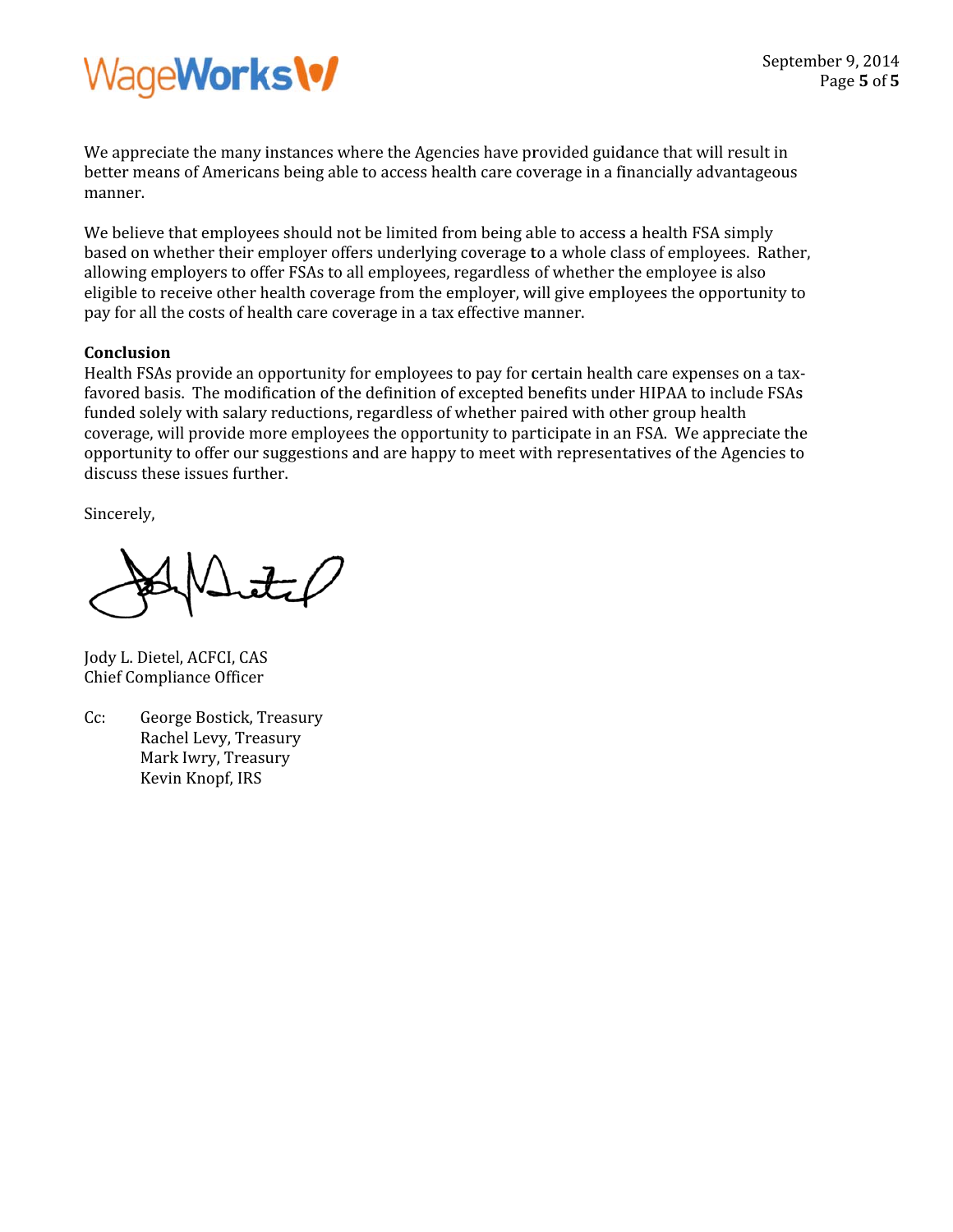We appreciate the many instances where the Agencies have provided guidance that will result in better means of Americans being able to access health care coverage in a financially advantageous manner.

We believe that employees should not be limited from being able to access a health FSA simply based on whether their employer offers underlying coverage to a whole class of employees. Rather, allowing employers to offer FSAs to all employees, regardless of whether the employee is also eligible to receive other health coverage from the employer, will give employees the opportunity to pay for all the costs of health care coverage in a tax effective manner.

**Conclusion**

Health FSAs provide an opportunity for employees to pay for certain health care expenses on a tax-favored basis. The modification of the definition of excepted benefits under HIPAA to include FSAs funded solely with salary reductions, regardless of whether paired with other group health coverage, will provide more employees the opportunity to participate in an FSA. We appreciate the opportunity to offer our suggestions and are happy to meet with representatives of the Agencies to discuss these issues further.

Sincerely,

Jody L. Dietel, ACFCI, CAS
Chief Compliance Officer

Cc: George Bostick, Treasury
Rachel Levy, Treasury
Mark Iwry, Treasury
Kevin Knopf, IRS